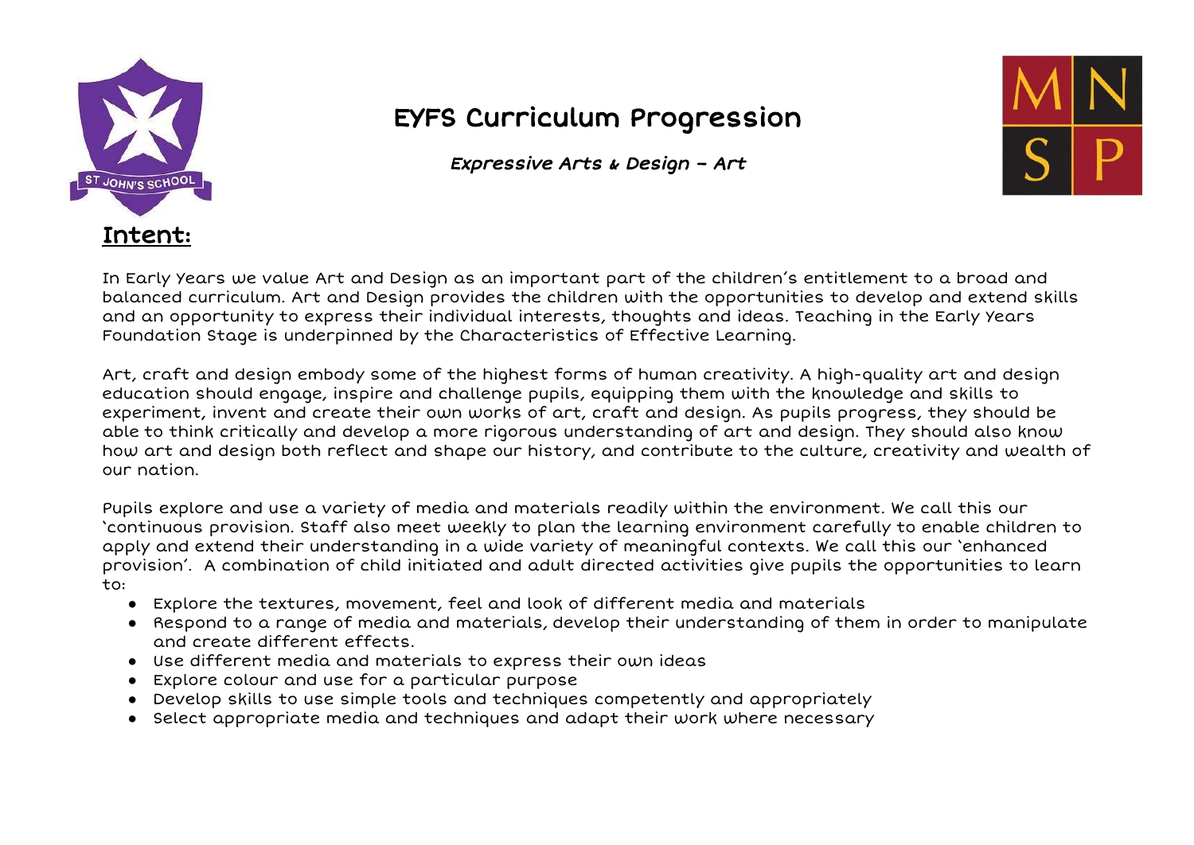# EYFS Curriculum Progression

*Expressive Arts & Design – Art*

## Intent:

In Early Years we value Art and Design as an important part of the children's entitlement to a broad and balanced curriculum. Art and Design provides the children with the opportunities to develop and extend skills and an opportunity to express their individual interests, thoughts and ideas. Teaching in the Early Years Foundation Stage is underpinned by the Characteristics of Effective Learning.

Art, craft and design embody some of the highest forms of human creativity. A high-quality art and design education should engage, inspire and challenge pupils, equipping them with the knowledge and skills to experiment, invent and create their own works of art, craft and design. As pupils progress, they should be able to think critically and develop a more rigorous understanding of art and design. They should also know how art and design both reflect and shape our history, and contribute to the culture, creativity and wealth of our nation.

Pupils explore and use a variety of media and materials readily within the environment. We call this our 'continuous provision. Staff also meet weekly to plan the learning environment carefully to enable children to apply and extend their understanding in a wide variety of meaningful contexts. We call this our 'enhanced provision'. A combination of child initiated and adult directed activities give pupils the opportunities to learn to:

- Explore the textures, movement, feel and look of different media and materials
- Respond to a range of media and materials, develop their understanding of them in order to manipulate and create different effects.
- Use different media and materials to express their own ideas
- Explore colour and use for a particular purpose
- Develop skills to use simple tools and techniques competently and appropriately
- Select appropriate media and techniques and adapt their work where necessary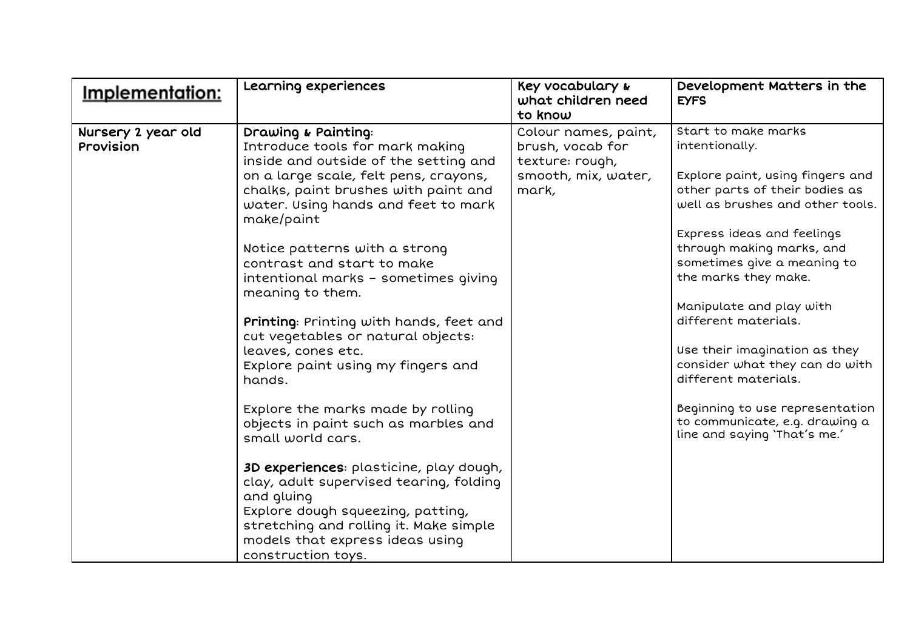| **Implementation:** | Learning experiences | Key vocabulary & what children need to know | Development Matters in the EYFS |
| --- | --- | --- | --- |
| Nursery 2 year old Provision | **Drawing & Painting**:<br>Introduce tools for mark making inside and outside of the setting and on a large scale, felt pens, crayons, chalks, paint brushes with paint and water. Using hands and feet to mark make/paint<br><br>Notice patterns with a strong contrast and start to make intentional marks – sometimes giving meaning to them.<br><br>**Printing**: Printing with hands, feet and cut vegetables or natural objects: leaves, cones etc.<br>Explore paint using my fingers and hands.<br><br>Explore the marks made by rolling objects in paint such as marbles and small world cars.<br><br>**3D experiences**: plasticine, play dough, clay, adult supervised tearing, folding and gluing<br>Explore dough squeezing, patting, stretching and rolling it. Make simple models that express ideas using construction toys. | Colour names, paint, brush, vocab for texture: rough, smooth, mix, water, mark, | Start to make marks intentionally.<br><br>Explore paint, using fingers and other parts of their bodies as well as brushes and other tools.<br><br>Express ideas and feelings through making marks, and sometimes give a meaning to the marks they make.<br><br>Manipulate and play with different materials.<br><br>Use their imagination as they consider what they can do with different materials.<br><br>Beginning to use representation to communicate, e.g. drawing a line and saying 'That's me.' |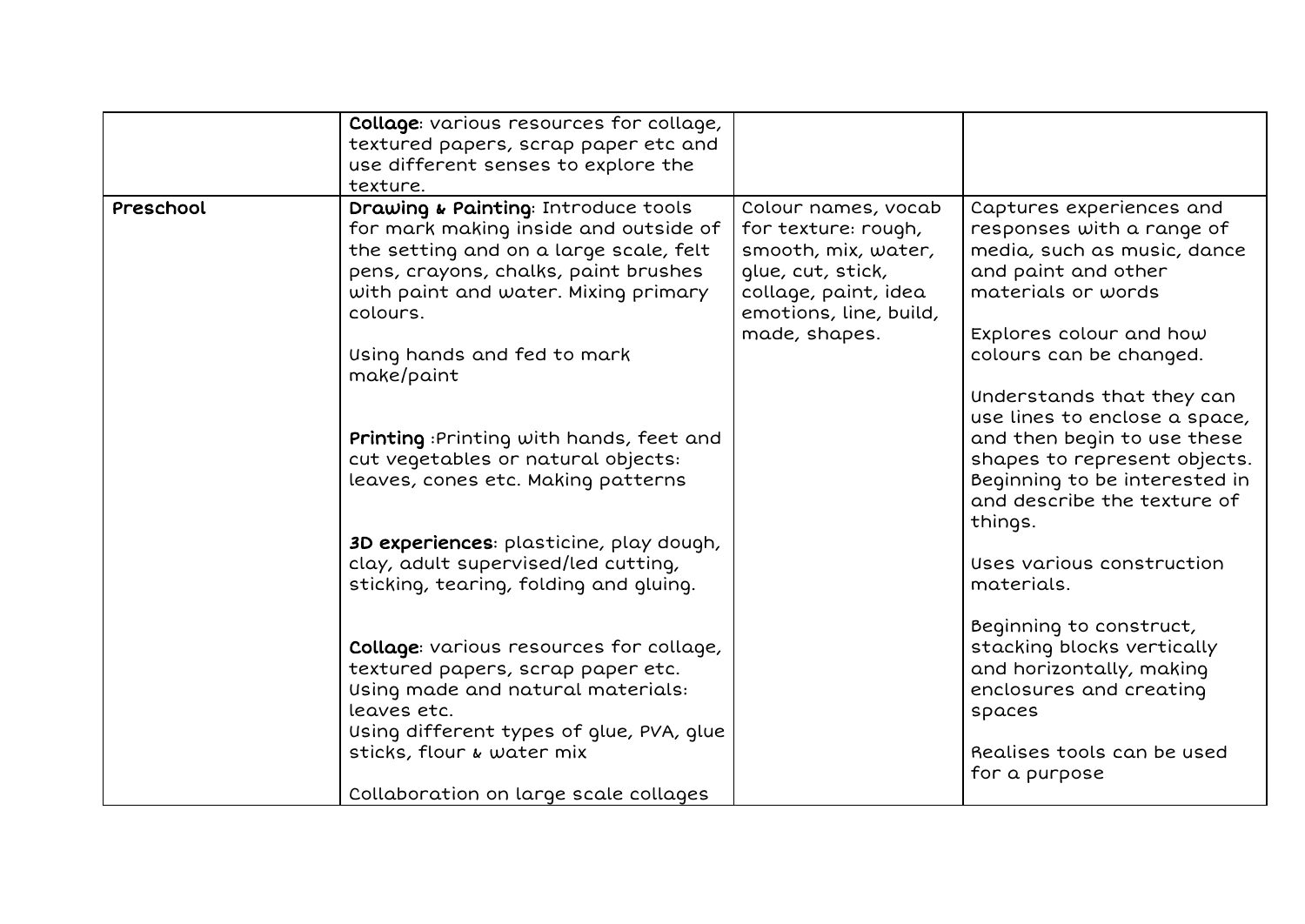| | | | |
|---|---|---|---|
| | **Collage**: various resources for collage, textured papers, scrap paper etc and use different senses to explore the texture. | | |
| Preschool | **Drawing & Painting**: Introduce tools for mark making inside and outside of the setting and on a large scale, felt pens, crayons, chalks, paint brushes with paint and water. Mixing primary colours.<br><br>Using hands and fed to mark make/paint<br><br>**Printing** :Printing with hands, feet and cut vegetables or natural objects: leaves, cones etc. Making patterns<br><br>**3D experiences**: plasticine, play dough, clay, adult supervised/led cutting, sticking, tearing, folding and gluing.<br><br>**Collage**: various resources for collage, textured papers, scrap paper etc. Using made and natural materials: leaves etc.<br>Using different types of glue, PVA, glue sticks, flour & water mix<br><br>Collaboration on large scale collages | Colour names, vocab for texture: rough, smooth, mix, water, glue, cut, stick, collage, paint, idea emotions, line, build, made, shapes. | Captures experiences and responses with a range of media, such as music, dance and paint and other materials or words<br><br>Explores colour and how colours can be changed.<br><br>Understands that they can use lines to enclose a space, and then begin to use these shapes to represent objects. Beginning to be interested in and describe the texture of things.<br><br>Uses various construction materials.<br><br>Beginning to construct, stacking blocks vertically and horizontally, making enclosures and creating spaces<br><br>Realises tools can be used for a purpose |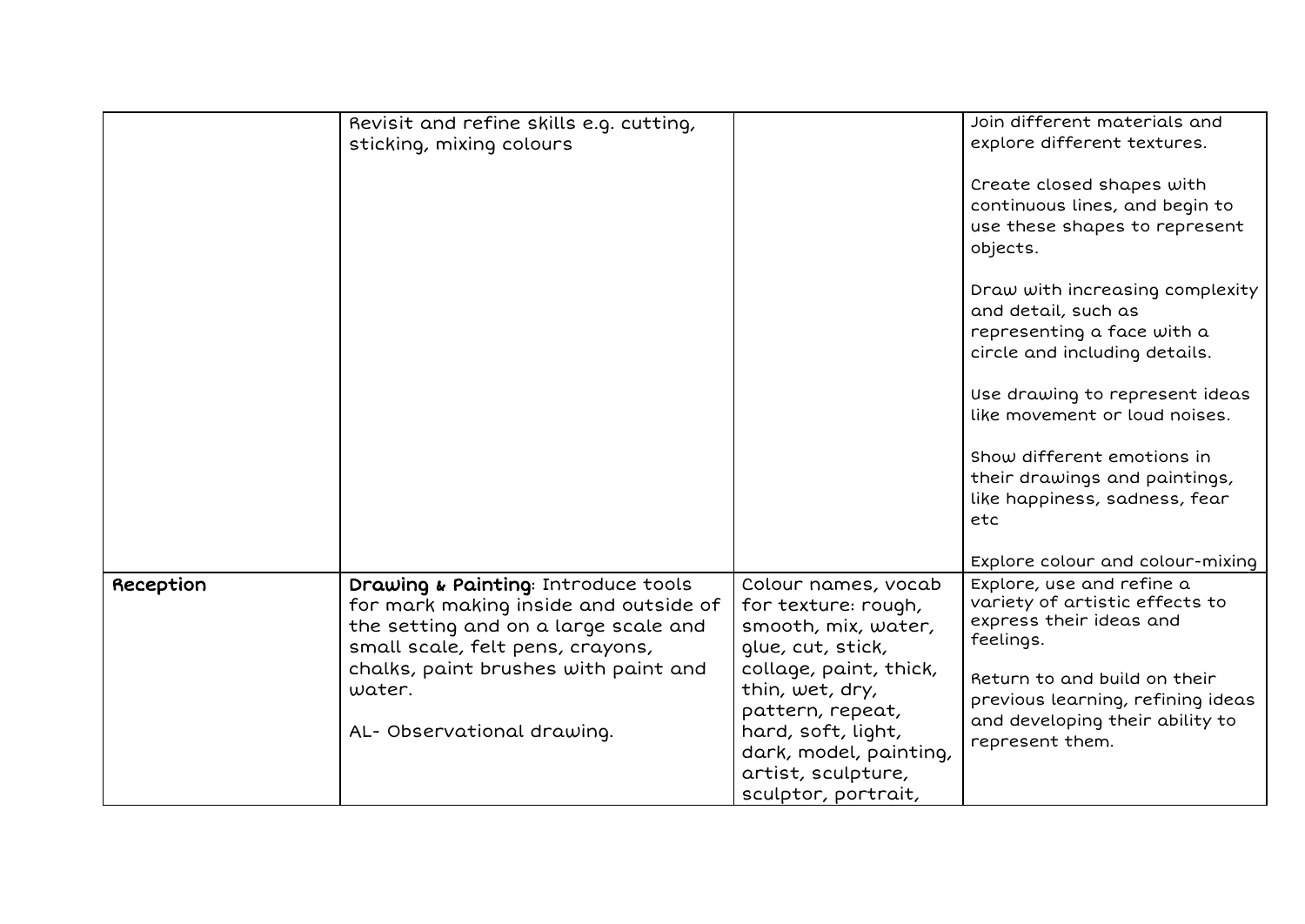| | | | |
|---|---|---|---|
| | Revisit and refine skills e.g. cutting, sticking, mixing colours | | Join different materials and explore different textures.<br><br>Create closed shapes with continuous lines, and begin to use these shapes to represent objects.<br><br>Draw with increasing complexity and detail, such as representing a face with a circle and including details.<br><br>Use drawing to represent ideas like movement or loud noises.<br><br>Show different emotions in their drawings and paintings, like happiness, sadness, fear etc<br><br>Explore colour and colour-mixing |
| Reception | **Drawing & Painting**: Introduce tools for mark making inside and outside of the setting and on a large scale and small scale, felt pens, crayons, chalks, paint brushes with paint and water.<br><br>AL- Observational drawing. | Colour names, vocab for texture: rough, smooth, mix, water, glue, cut, stick, collage, paint, thick, thin, wet, dry, pattern, repeat, hard, soft, light, dark, model, painting, artist, sculpture, sculptor, portrait, | Explore, use and refine a variety of artistic effects to express their ideas and feelings.<br><br>Return to and build on their previous learning, refining ideas and developing their ability to represent them. |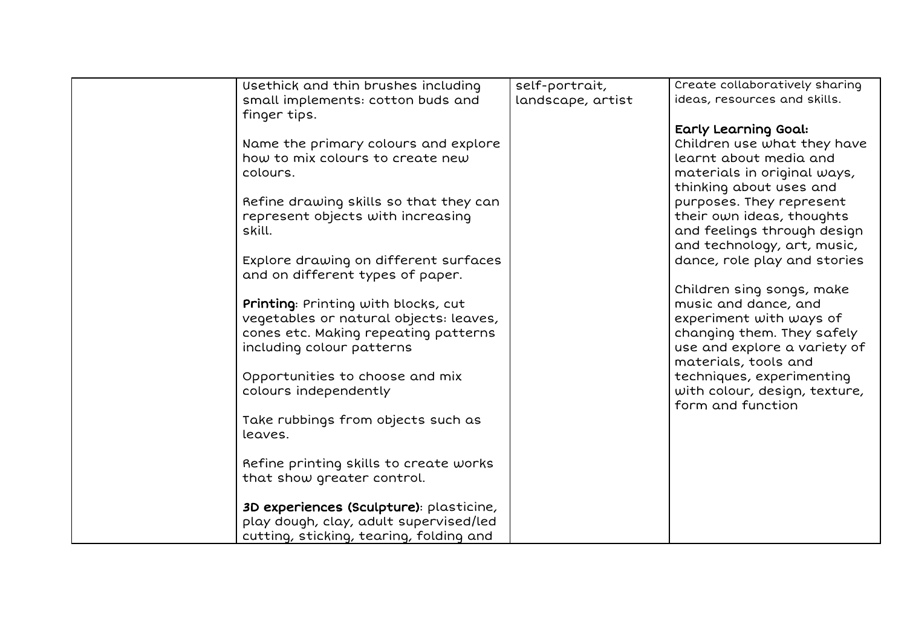| | | | |
|---|---|---|---|
| | Usethick and thin brushes including small implements: cotton buds and finger tips.<br><br>Name the primary colours and explore how to mix colours to create new colours.<br><br>Refine drawing skills so that they can represent objects with increasing skill.<br><br>Explore drawing on different surfaces and on different types of paper.<br><br>**Printing**: Printing with blocks, cut vegetables or natural objects: leaves, cones etc. Making repeating patterns including colour patterns<br><br>Opportunities to choose and mix colours independently<br><br>Take rubbings from objects such as leaves.<br><br>Refine printing skills to create works that show greater control.<br><br>**3D experiences (Sculpture)**: plasticine, play dough, clay, adult supervised/led cutting, sticking, tearing, folding and | self-portrait, landscape, artist | Create collaboratively sharing ideas, resources and skills.<br><br>**Early Learning Goal:**<br>Children use what they have learnt about media and materials in original ways, thinking about uses and purposes. They represent their own ideas, thoughts and feelings through design and technology, art, music, dance, role play and stories<br><br>Children sing songs, make music and dance, and experiment with ways of changing them. They safely use and explore a variety of materials, tools and techniques, experimenting with colour, design, texture, form and function |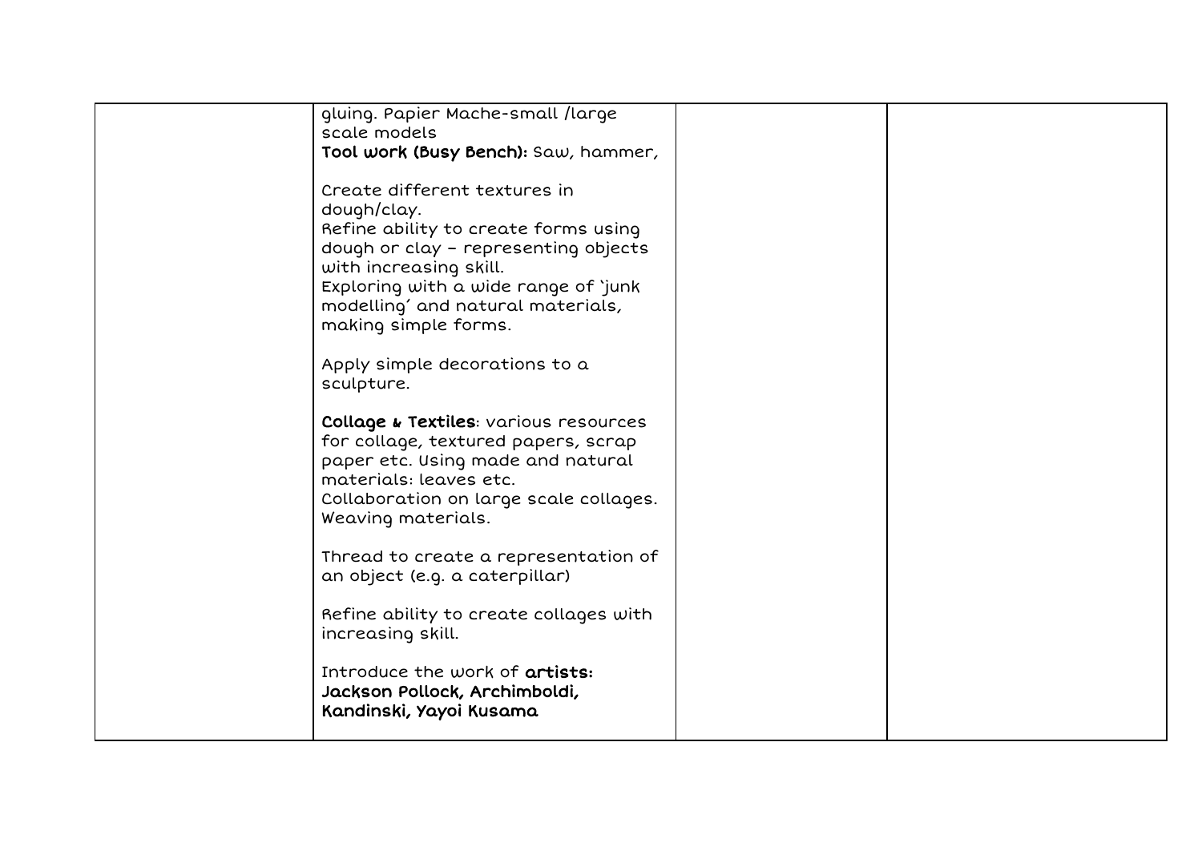| | | | |
|---|---|---|---|
| | gluing. Papier Mache-small /large scale models<br>**Tool work (Busy Bench):** Saw, hammer,<br><br>Create different textures in dough/clay.<br>Refine ability to create forms using dough or clay – representing objects with increasing skill.<br>Exploring with a wide range of 'junk modelling' and natural materials, making simple forms.<br><br>Apply simple decorations to a sculpture.<br><br>**Collage & Textiles**: various resources for collage, textured papers, scrap paper etc. Using made and natural materials: leaves etc.<br>Collaboration on large scale collages.<br>Weaving materials.<br><br>Thread to create a representation of an object (e.g. a caterpillar)<br><br>Refine ability to create collages with increasing skill.<br><br>Introduce the work of **artists: Jackson Pollock, Archimboldi, Kandinski, Yayoi Kusama** | | |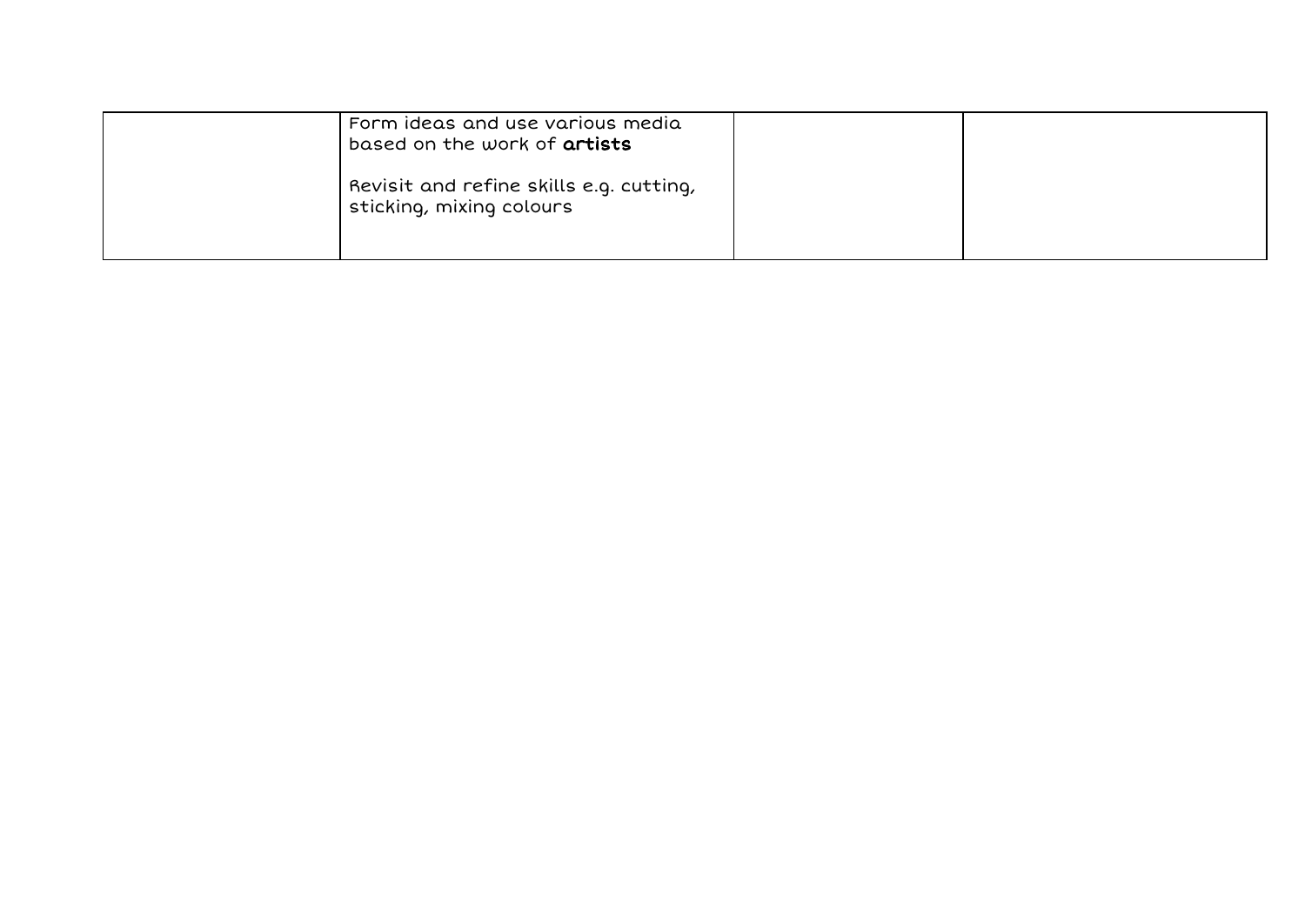| | | | |
|---|---|---|---|
| | Form ideas and use various media based on the work of **artists**<br><br>Revisit and refine skills e.g. cutting, sticking, mixing colours | | |